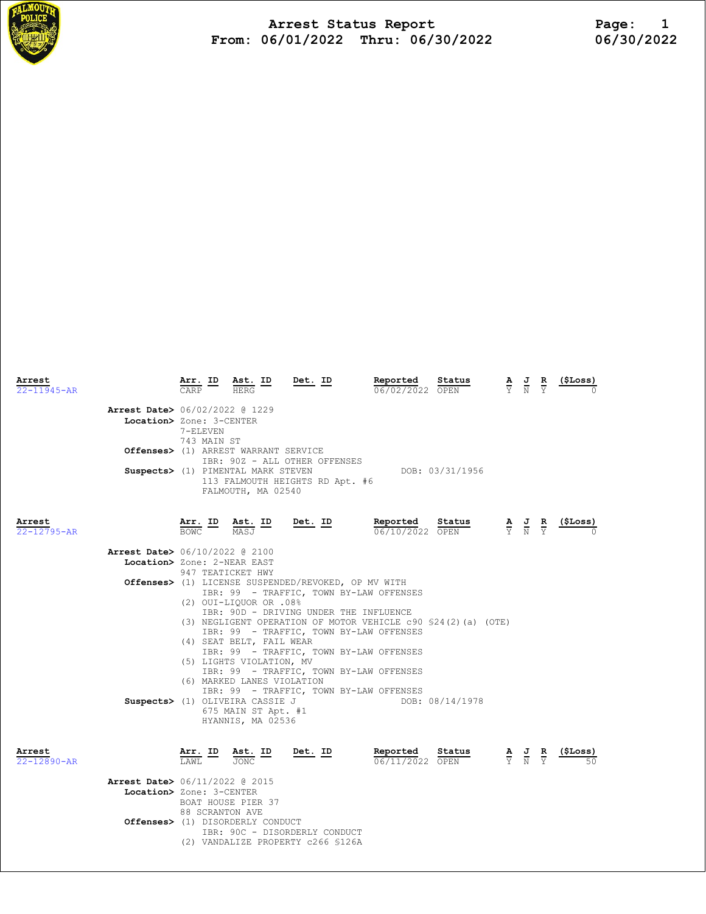# Arrest Status Report

**From: 06/01/2022 Thru: 06/30/2022**

| Arrest | Arr. ID | Ast. ID | Det. ID | Reported | Status | A | J | R | ($Loss) |
|---|---|---|---|---|---|---|---|---|---|
| 22-11945-AR | CARP | HERG | | 06/02/2022 | OPEN | Y | N | Y | 0 |

**Arrest Date>** 06/02/2022 @ 1229

**Location>** Zone: 3-CENTER
7-ELEVEN
743 MAIN ST

**Offenses>** (1) ARREST WARRANT SERVICE
IBR: 90Z - ALL OTHER OFFENSES

**Suspects>** (1) PIMENTAL MARK STEVEN — DOB: 03/31/1956
113 FALMOUTH HEIGHTS RD Apt. #6
FALMOUTH, MA 02540

| Arrest | Arr. ID | Ast. ID | Det. ID | Reported | Status | A | J | R | ($Loss) |
|---|---|---|---|---|---|---|---|---|---|
| 22-12795-AR | BOWC | MASJ | | 06/10/2022 | OPEN | Y | N | Y | 0 |

**Arrest Date>** 06/10/2022 @ 2100

**Location>** Zone: 2-NEAR EAST
947 TEATICKET HWY

**Offenses>**
(1) LICENSE SUSPENDED/REVOKED, OP MV WITH
IBR: 99 - TRAFFIC, TOWN BY-LAW OFFENSES
(2) OUI-LIQUOR OR .08%
IBR: 90D - DRIVING UNDER THE INFLUENCE
(3) NEGLIGENT OPERATION OF MOTOR VEHICLE c90 §24(2)(a) (OTE)
IBR: 99 - TRAFFIC, TOWN BY-LAW OFFENSES
(4) SEAT BELT, FAIL WEAR
IBR: 99 - TRAFFIC, TOWN BY-LAW OFFENSES
(5) LIGHTS VIOLATION, MV
IBR: 99 - TRAFFIC, TOWN BY-LAW OFFENSES
(6) MARKED LANES VIOLATION
IBR: 99 - TRAFFIC, TOWN BY-LAW OFFENSES

**Suspects>** (1) OLIVEIRA CASSIE J — DOB: 08/14/1978
675 MAIN ST Apt. #1
HYANNIS, MA 02536

| Arrest | Arr. ID | Ast. ID | Det. ID | Reported | Status | A | J | R | ($Loss) |
|---|---|---|---|---|---|---|---|---|---|
| 22-12890-AR | LAWL | JONC | | 06/11/2022 | OPEN | Y | N | Y | 50 |

**Arrest Date>** 06/11/2022 @ 2015

**Location>** Zone: 3-CENTER
BOAT HOUSE PIER 37
88 SCRANTON AVE

**Offenses>**
(1) DISORDERLY CONDUCT
IBR: 90C - DISORDERLY CONDUCT
(2) VANDALIZE PROPERTY c266 §126A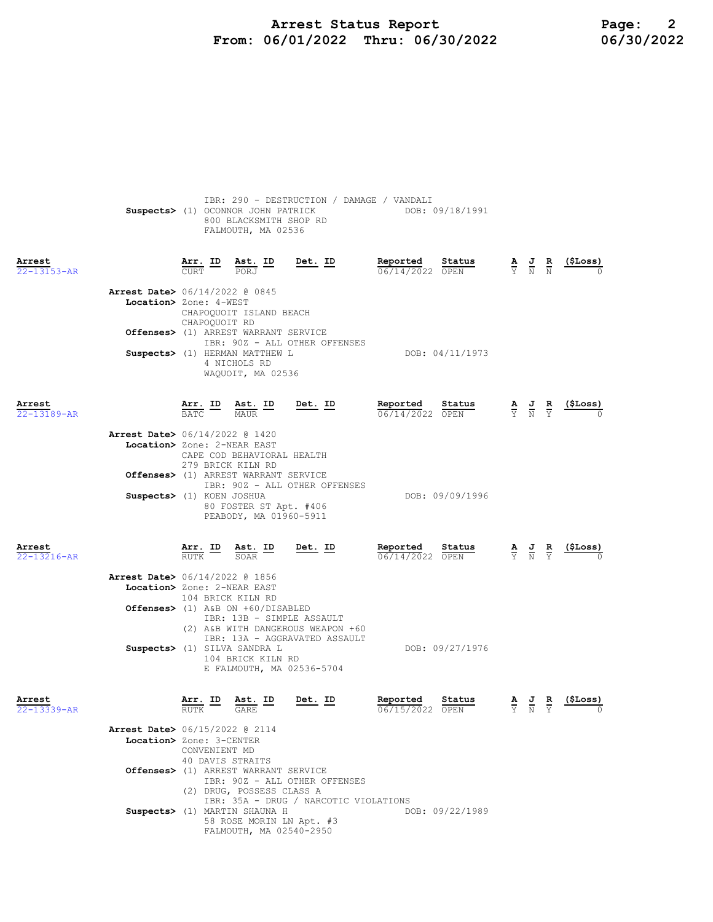IBR: 290 - DESTRUCTION / DAMAGE / VANDALI

**Suspects>** (1) OCONNOR JOHN PATRICK DOB: 09/18/1991
800 BLACKSMITH SHOP RD
FALMOUTH, MA 02536

| Arrest | Arr. ID | Ast. ID | Det. ID | Reported | Status | A | J | R | ($Loss) |
|---|---|---|---|---|---|---|---|---|---|
| 22-13153-AR | CURT | PORJ | | 06/14/2022 | OPEN | Y | N | N | 0 |

**Arrest Date>** 06/14/2022 @ 0845
**Location>** Zone: 4-WEST
CHAPOQUOIT ISLAND BEACH
CHAPOQUOIT RD
**Offenses>** (1) ARREST WARRANT SERVICE
IBR: 90Z - ALL OTHER OFFENSES
**Suspects>** (1) HERMAN MATTHEW L DOB: 04/11/1973
4 NICHOLS RD
WAQUOIT, MA 02536

| Arrest | Arr. ID | Ast. ID | Det. ID | Reported | Status | A | J | R | ($Loss) |
|---|---|---|---|---|---|---|---|---|---|
| 22-13189-AR | BATC | MAUR | | 06/14/2022 | OPEN | Y | N | Y | 0 |

**Arrest Date>** 06/14/2022 @ 1420
**Location>** Zone: 2-NEAR EAST
CAPE COD BEHAVIORAL HEALTH
279 BRICK KILN RD
**Offenses>** (1) ARREST WARRANT SERVICE
IBR: 90Z - ALL OTHER OFFENSES
**Suspects>** (1) KOEN JOSHUA DOB: 09/09/1996
80 FOSTER ST Apt. #406
PEABODY, MA 01960-5911

| Arrest | Arr. ID | Ast. ID | Det. ID | Reported | Status | A | J | R | ($Loss) |
|---|---|---|---|---|---|---|---|---|---|
| 22-13216-AR | RUTK | SOAR | | 06/14/2022 | OPEN | Y | N | Y | 0 |

**Arrest Date>** 06/14/2022 @ 1856
**Location>** Zone: 2-NEAR EAST
104 BRICK KILN RD
**Offenses>** (1) A&B ON +60/DISABLED
IBR: 13B - SIMPLE ASSAULT
(2) A&B WITH DANGEROUS WEAPON +60
IBR: 13A - AGGRAVATED ASSAULT
**Suspects>** (1) SILVA SANDRA L DOB: 09/27/1976
104 BRICK KILN RD
E FALMOUTH, MA 02536-5704

| Arrest | Arr. ID | Ast. ID | Det. ID | Reported | Status | A | J | R | ($Loss) |
|---|---|---|---|---|---|---|---|---|---|
| 22-13339-AR | RUTK | GARE | | 06/15/2022 | OPEN | Y | N | Y | 0 |

**Arrest Date>** 06/15/2022 @ 2114
**Location>** Zone: 3-CENTER
CONVENIENT MD
40 DAVIS STRAITS
**Offenses>** (1) ARREST WARRANT SERVICE
IBR: 90Z - ALL OTHER OFFENSES
(2) DRUG, POSSESS CLASS A
IBR: 35A - DRUG / NARCOTIC VIOLATIONS
**Suspects>** (1) MARTIN SHAUNA H DOB: 09/22/1989
58 ROSE MORIN LN Apt. #3
FALMOUTH, MA 02540-2950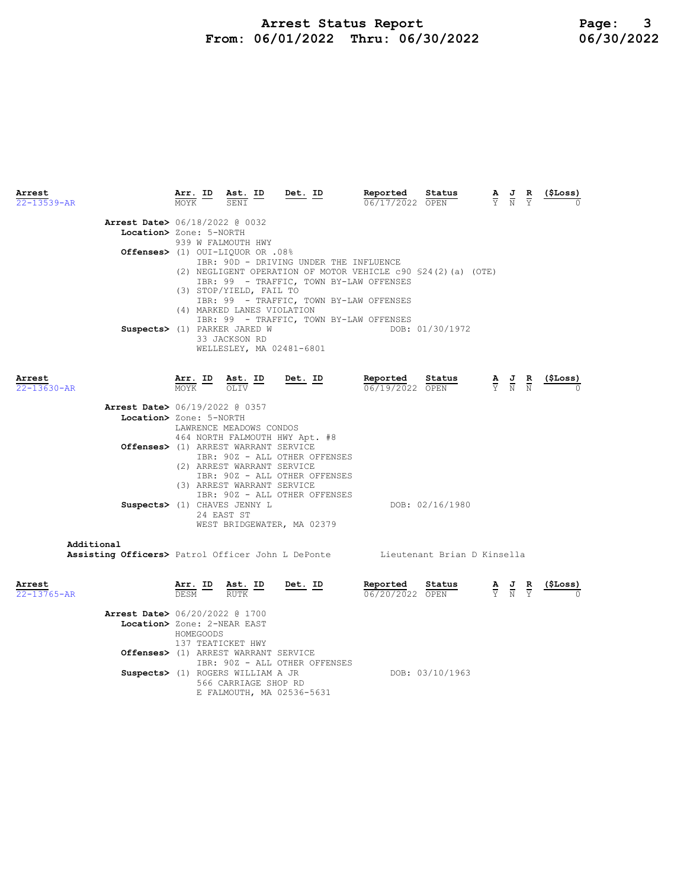| Arrest | Arr. ID | Ast. ID | Det. ID | Reported | Status | A | J | R | ($Loss) |
|---|---|---|---|---|---|---|---|---|---|
| 22-13539-AR | MOYK | SENI | | 06/17/2022 | OPEN | Y | N | Y | 0 |

**Arrest Date>** 06/18/2022 @ 0032
**Location>** Zone: 5-NORTH
939 W FALMOUTH HWY
**Offenses>** (1) OUI-LIQUOR OR .08%
IBR: 90D - DRIVING UNDER THE INFLUENCE
(2) NEGLIGENT OPERATION OF MOTOR VEHICLE c90 §24(2)(a) (OTE)
IBR: 99 - TRAFFIC, TOWN BY-LAW OFFENSES
(3) STOP/YIELD, FAIL TO
IBR: 99 - TRAFFIC, TOWN BY-LAW OFFENSES
(4) MARKED LANES VIOLATION
IBR: 99 - TRAFFIC, TOWN BY-LAW OFFENSES
**Suspects>** (1) PARKER JARED W — DOB: 01/30/1972
33 JACKSON RD
WELLESLEY, MA 02481-6801

| Arrest | Arr. ID | Ast. ID | Det. ID | Reported | Status | A | J | R | ($Loss) |
|---|---|---|---|---|---|---|---|---|---|
| 22-13630-AR | MOYK | OLIV | | 06/19/2022 | OPEN | Y | N | N | 0 |

**Arrest Date>** 06/19/2022 @ 0357
**Location>** Zone: 5-NORTH
LAWRENCE MEADOWS CONDOS
464 NORTH FALMOUTH HWY Apt. #8
**Offenses>** (1) ARREST WARRANT SERVICE
IBR: 90Z - ALL OTHER OFFENSES
(2) ARREST WARRANT SERVICE
IBR: 90Z - ALL OTHER OFFENSES
(3) ARREST WARRANT SERVICE
IBR: 90Z - ALL OTHER OFFENSES
**Suspects>** (1) CHAVES JENNY L — DOB: 02/16/1980
24 EAST ST
WEST BRIDGEWATER, MA 02379

**Additional Assisting Officers>** Patrol Officer John L DePonte    Lieutenant Brian D Kinsella

| Arrest | Arr. ID | Ast. ID | Det. ID | Reported | Status | A | J | R | ($Loss) |
|---|---|---|---|---|---|---|---|---|---|
| 22-13765-AR | DESM | RUTK | | 06/20/2022 | OPEN | Y | N | Y | 0 |

**Arrest Date>** 06/20/2022 @ 1700
**Location>** Zone: 2-NEAR EAST
HOMEGOODS
137 TEATICKET HWY
**Offenses>** (1) ARREST WARRANT SERVICE
IBR: 90Z - ALL OTHER OFFENSES
**Suspects>** (1) ROGERS WILLIAM A JR — DOB: 03/10/1963
566 CARRIAGE SHOP RD
E FALMOUTH, MA 02536-5631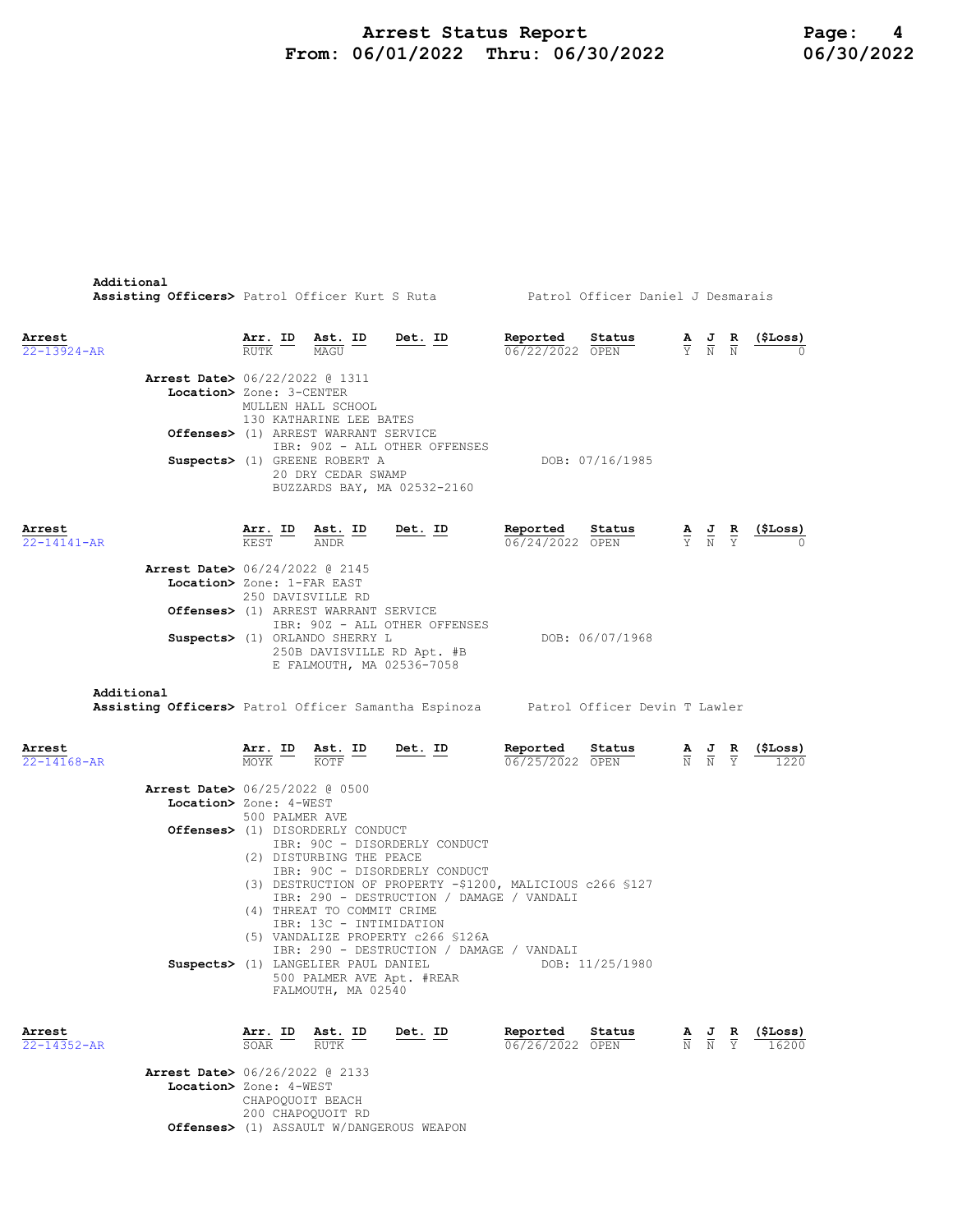**Additional**
**Assisting Officers>** Patrol Officer Kurt S Ruta Patrol Officer Daniel J Desmarais

| Arrest | Arr. ID | Ast. ID | Det. ID | Reported | Status | A | J | R | ($Loss) |
|---|---|---|---|---|---|---|---|---|---|
| 22-13924-AR | RUTK | MAGU | | 06/22/2022 | OPEN | Y | N | N | 0 |

**Arrest Date>** 06/22/2022 @ 1311
**Location>** Zone: 3-CENTER
MULLEN HALL SCHOOL
130 KATHARINE LEE BATES
**Offenses>** (1) ARREST WARRANT SERVICE
IBR: 90Z - ALL OTHER OFFENSES
**Suspects>** (1) GREENE ROBERT A DOB: 07/16/1985
20 DRY CEDAR SWAMP
BUZZARDS BAY, MA 02532-2160

| Arrest | Arr. ID | Ast. ID | Det. ID | Reported | Status | A | J | R | ($Loss) |
|---|---|---|---|---|---|---|---|---|---|
| 22-14141-AR | KEST | ANDR | | 06/24/2022 | OPEN | Y | N | Y | 0 |

**Arrest Date>** 06/24/2022 @ 2145
**Location>** Zone: 1-FAR EAST
250 DAVISVILLE RD
**Offenses>** (1) ARREST WARRANT SERVICE
IBR: 90Z - ALL OTHER OFFENSES
**Suspects>** (1) ORLANDO SHERRY L DOB: 06/07/1968
250B DAVISVILLE RD Apt. #B
E FALMOUTH, MA 02536-7058

**Additional**
**Assisting Officers>** Patrol Officer Samantha Espinoza Patrol Officer Devin T Lawler

| Arrest | Arr. ID | Ast. ID | Det. ID | Reported | Status | A | J | R | ($Loss) |
|---|---|---|---|---|---|---|---|---|---|
| 22-14168-AR | MOYK | KOTF | | 06/25/2022 | OPEN | N | N | Y | 1220 |

**Arrest Date>** 06/25/2022 @ 0500
**Location>** Zone: 4-WEST
500 PALMER AVE
**Offenses>** (1) DISORDERLY CONDUCT
IBR: 90C - DISORDERLY CONDUCT
(2) DISTURBING THE PEACE
IBR: 90C - DISORDERLY CONDUCT
(3) DESTRUCTION OF PROPERTY -$1200, MALICIOUS c266 §127
IBR: 290 - DESTRUCTION / DAMAGE / VANDALI
(4) THREAT TO COMMIT CRIME
IBR: 13C - INTIMIDATION
(5) VANDALIZE PROPERTY c266 §126A
IBR: 290 - DESTRUCTION / DAMAGE / VANDALI
**Suspects>** (1) LANGELIER PAUL DANIEL DOB: 11/25/1980
500 PALMER AVE Apt. #REAR
FALMOUTH, MA 02540

| Arrest | Arr. ID | Ast. ID | Det. ID | Reported | Status | A | J | R | ($Loss) |
|---|---|---|---|---|---|---|---|---|---|
| 22-14352-AR | SOAR | RUTK | | 06/26/2022 | OPEN | N | N | Y | 16200 |

**Arrest Date>** 06/26/2022 @ 2133
**Location>** Zone: 4-WEST
CHAPOQUOIT BEACH
200 CHAPOQUOIT RD
**Offenses>** (1) ASSAULT W/DANGEROUS WEAPON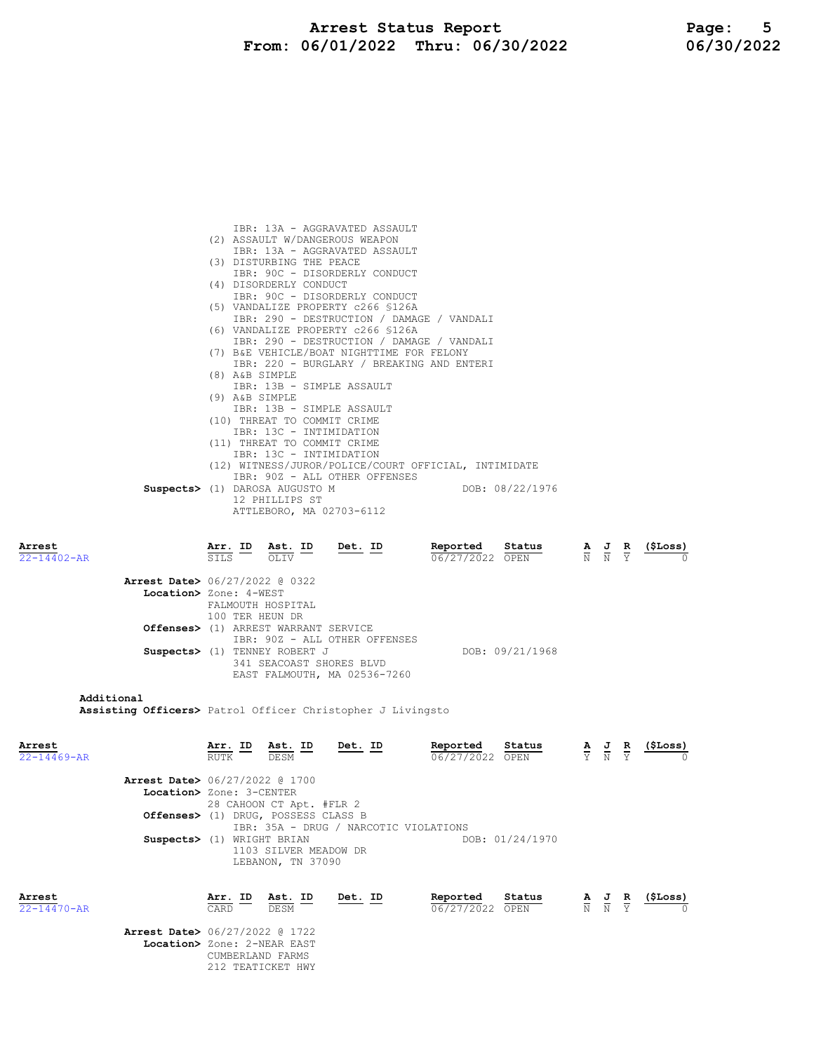IBR: 13A - AGGRAVATED ASSAULT
(2) ASSAULT W/DANGEROUS WEAPON
IBR: 13A - AGGRAVATED ASSAULT
(3) DISTURBING THE PEACE
IBR: 90C - DISORDERLY CONDUCT
(4) DISORDERLY CONDUCT
IBR: 90C - DISORDERLY CONDUCT
(5) VANDALIZE PROPERTY c266 §126A
IBR: 290 - DESTRUCTION / DAMAGE / VANDALI
(6) VANDALIZE PROPERTY c266 §126A
IBR: 290 - DESTRUCTION / DAMAGE / VANDALI
(7) B&E VEHICLE/BOAT NIGHTTIME FOR FELONY
IBR: 220 - BURGLARY / BREAKING AND ENTERI
(8) A&B SIMPLE
IBR: 13B - SIMPLE ASSAULT
(9) A&B SIMPLE
IBR: 13B - SIMPLE ASSAULT
(10) THREAT TO COMMIT CRIME
IBR: 13C - INTIMIDATION
(11) THREAT TO COMMIT CRIME
IBR: 13C - INTIMIDATION
(12) WITNESS/JUROR/POLICE/COURT OFFICIAL, INTIMIDATE
IBR: 90Z - ALL OTHER OFFENSES

**Suspects>** (1) DAROSA AUGUSTO M — DOB: 08/22/1976
12 PHILLIPS ST
ATTLEBORO, MA 02703-6112

| Arrest | Arr. ID | Ast. ID | Det. ID | Reported | Status | A | J | R | ($Loss) |
|---|---|---|---|---|---|---|---|---|---|
| 22-14402-AR | SILS | OLIV | | 06/27/2022 | OPEN | N | N | Y | 0 |

**Arrest Date>** 06/27/2022 @ 0322
**Location>** Zone: 4-WEST
FALMOUTH HOSPITAL
100 TER HEUN DR
**Offenses>** (1) ARREST WARRANT SERVICE
IBR: 90Z - ALL OTHER OFFENSES
**Suspects>** (1) TENNEY ROBERT J — DOB: 09/21/1968
341 SEACOAST SHORES BLVD
EAST FALMOUTH, MA 02536-7260

**Additional Assisting Officers>** Patrol Officer Christopher J Livingsto

| Arrest | Arr. ID | Ast. ID | Det. ID | Reported | Status | A | J | R | ($Loss) |
|---|---|---|---|---|---|---|---|---|---|
| 22-14469-AR | RUTK | DESM | | 06/27/2022 | OPEN | Y | N | Y | 0 |

**Arrest Date>** 06/27/2022 @ 1700
**Location>** Zone: 3-CENTER
28 CAHOON CT Apt. #FLR 2
**Offenses>** (1) DRUG, POSSESS CLASS B
IBR: 35A - DRUG / NARCOTIC VIOLATIONS
**Suspects>** (1) WRIGHT BRIAN — DOB: 01/24/1970
1103 SILVER MEADOW DR
LEBANON, TN 37090

| Arrest | Arr. ID | Ast. ID | Det. ID | Reported | Status | A | J | R | ($Loss) |
|---|---|---|---|---|---|---|---|---|---|
| 22-14470-AR | CARD | DESM | | 06/27/2022 | OPEN | N | N | Y | 0 |

**Arrest Date>** 06/27/2022 @ 1722
**Location>** Zone: 2-NEAR EAST
CUMBERLAND FARMS
212 TEATICKET HWY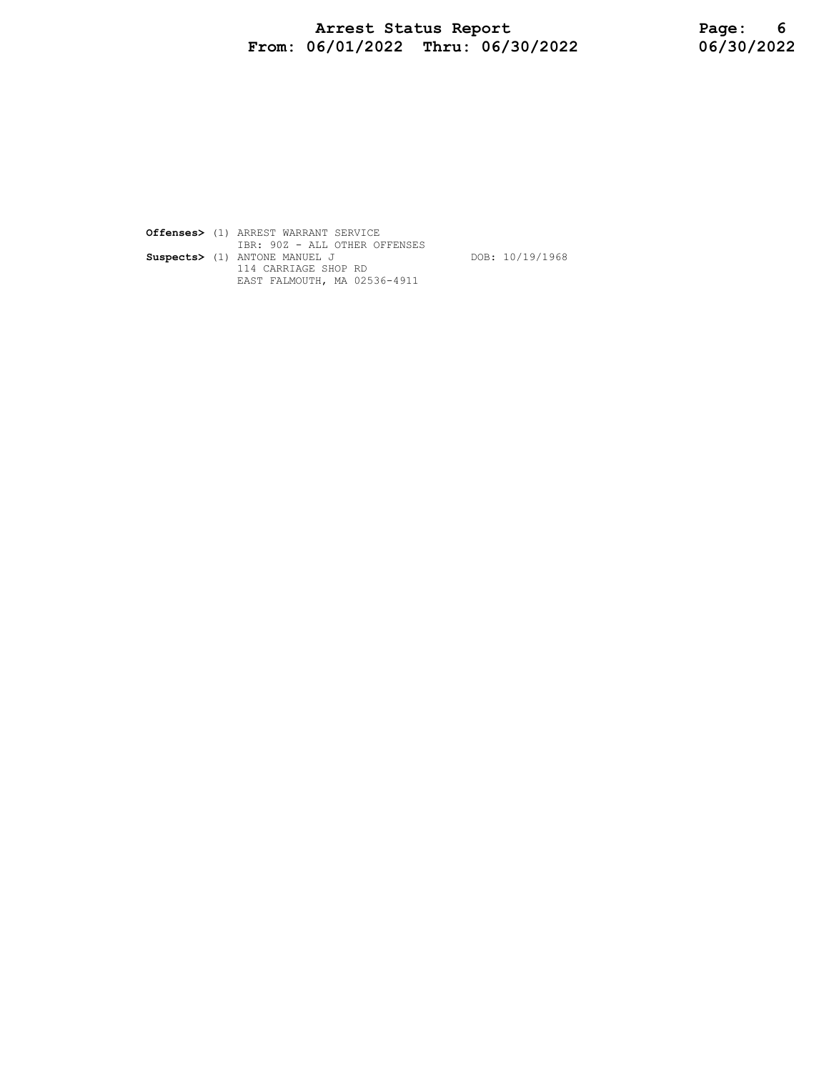**Offenses>** (1) ARREST WARRANT SERVICE
IBR: 90Z - ALL OTHER OFFENSES

**Suspects>** (1) ANTONE MANUEL J    DOB: 10/19/1968
114 CARRIAGE SHOP RD
EAST FALMOUTH, MA 02536-4911